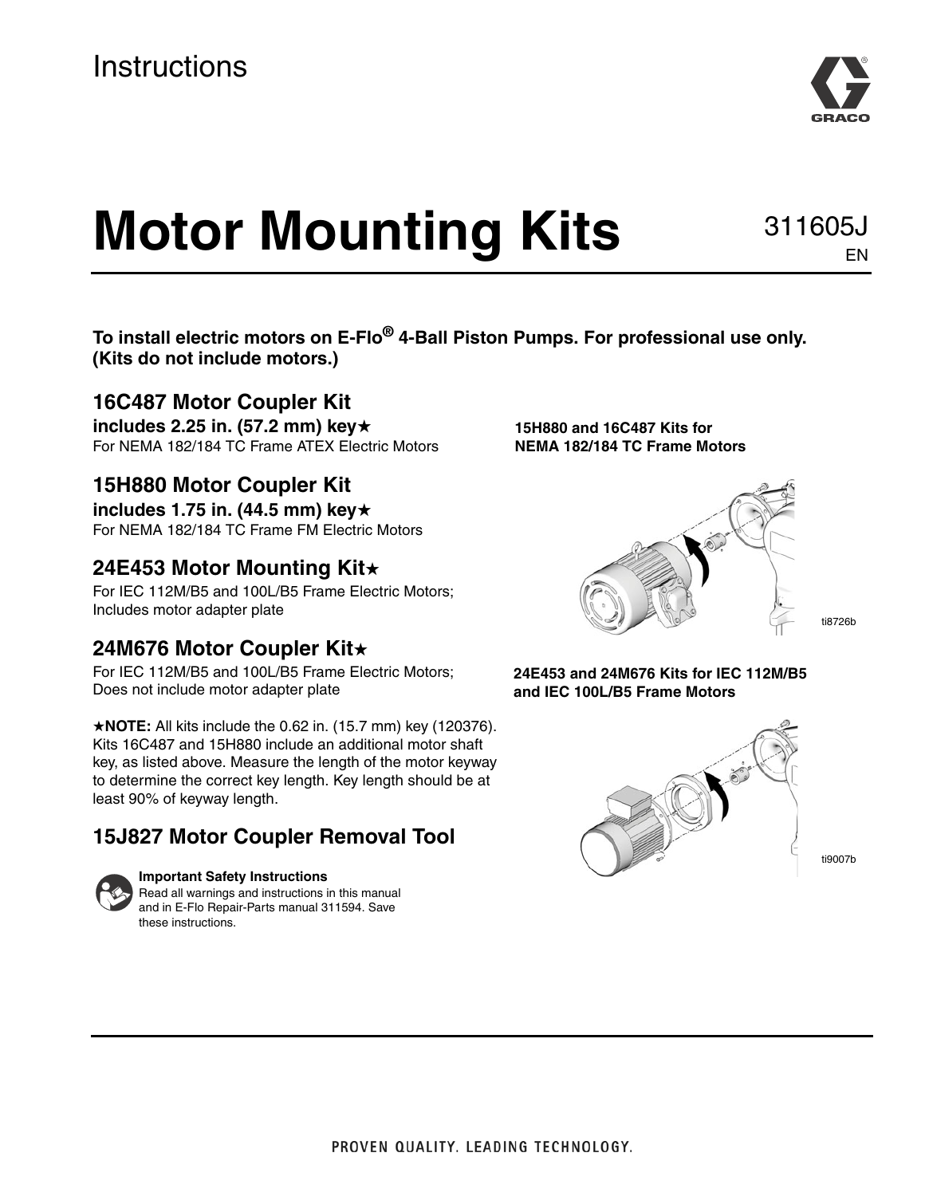Instructions

# Motor Mounting Kits

311605J
EN

**To install electric motors on E-Flo® 4-Ball Piston Pumps. For professional use only. (Kits do not include motors.)**

## 16C487 Motor Coupler Kit

**includes 2.25 in. (57.2 mm) key★**

For NEMA 182/184 TC Frame ATEX Electric Motors

## 15H880 Motor Coupler Kit

**includes 1.75 in. (44.5 mm) key★**

For NEMA 182/184 TC Frame FM Electric Motors

## 24E453 Motor Mounting Kit★

For IEC 112M/B5 and 100L/B5 Frame Electric Motors; Includes motor adapter plate

## 24M676 Motor Coupler Kit★

For IEC 112M/B5 and 100L/B5 Frame Electric Motors; Does not include motor adapter plate

★**NOTE:** All kits include the 0.62 in. (15.7 mm) key (120376). Kits 16C487 and 15H880 include an additional motor shaft key, as listed above. Measure the length of the motor keyway to determine the correct key length. Key length should be at least 90% of keyway length.

## 15J827 Motor Coupler Removal Tool

**Important Safety Instructions**

Read all warnings and instructions in this manual and in E-Flo Repair-Parts manual 311594. Save these instructions.

**15H880 and 16C487 Kits for NEMA 182/184 TC Frame Motors**

ti8726b

**24E453 and 24M676 Kits for IEC 112M/B5 and IEC 100L/B5 Frame Motors**

ti9007b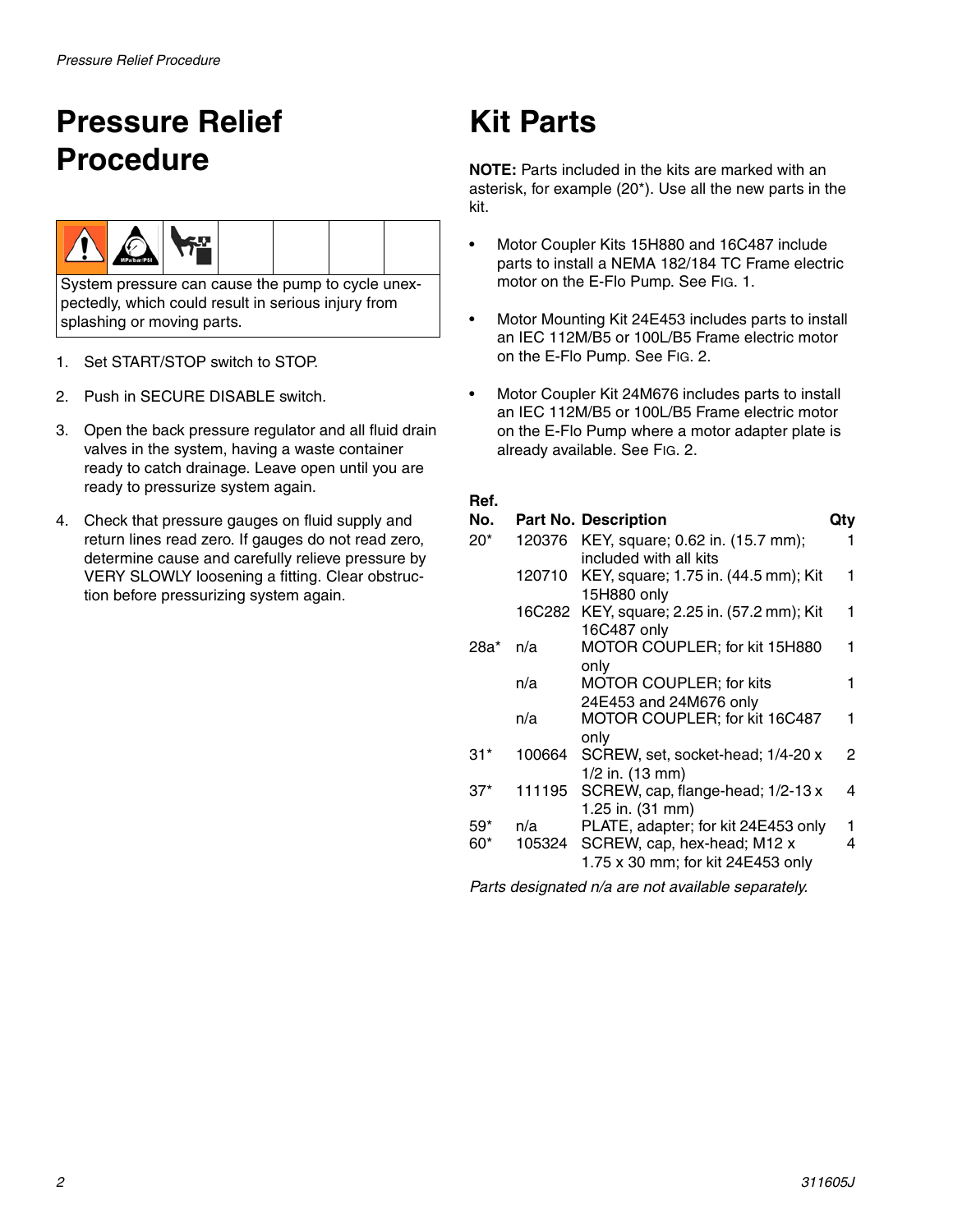# Pressure Relief Procedure

System pressure can cause the pump to cycle unexpectedly, which could result in serious injury from splashing or moving parts.

1. Set START/STOP switch to STOP.
2. Push in SECURE DISABLE switch.
3. Open the back pressure regulator and all fluid drain valves in the system, having a waste container ready to catch drainage. Leave open until you are ready to pressurize system again.
4. Check that pressure gauges on fluid supply and return lines read zero. If gauges do not read zero, determine cause and carefully relieve pressure by VERY SLOWLY loosening a fitting. Clear obstruction before pressurizing system again.

# Kit Parts

**NOTE:** Parts included in the kits are marked with an asterisk, for example (20*). Use all the new parts in the kit.

- Motor Coupler Kits 15H880 and 16C487 include parts to install a NEMA 182/184 TC Frame electric motor on the E-Flo Pump. See FIG. 1.
- Motor Mounting Kit 24E453 includes parts to install an IEC 112M/B5 or 100L/B5 Frame electric motor on the E-Flo Pump. See FIG. 2.
- Motor Coupler Kit 24M676 includes parts to install an IEC 112M/B5 or 100L/B5 Frame electric motor on the E-Flo Pump where a motor adapter plate is already available. See FIG. 2.

| Ref. No. | Part No. | Description | Qty |
|---|---|---|---|
| 20* | 120376 | KEY, square; 0.62 in. (15.7 mm); included with all kits | 1 |
| | 120710 | KEY, square; 1.75 in. (44.5 mm); Kit 15H880 only | 1 |
| | 16C282 | KEY, square; 2.25 in. (57.2 mm); Kit 16C487 only | 1 |
| 28a* | n/a | MOTOR COUPLER; for kit 15H880 only | 1 |
| | n/a | MOTOR COUPLER; for kits 24E453 and 24M676 only | 1 |
| | n/a | MOTOR COUPLER; for kit 16C487 only | 1 |
| 31* | 100664 | SCREW, set, socket-head; 1/4-20 x 1/2 in. (13 mm) | 2 |
| 37* | 111195 | SCREW, cap, flange-head; 1/2-13 x 1.25 in. (31 mm) | 4 |
| 59* | n/a | PLATE, adapter; for kit 24E453 only | 1 |
| 60* | 105324 | SCREW, cap, hex-head; M12 x 1.75 x 30 mm; for kit 24E453 only | 4 |

*Parts designated n/a are not available separately.*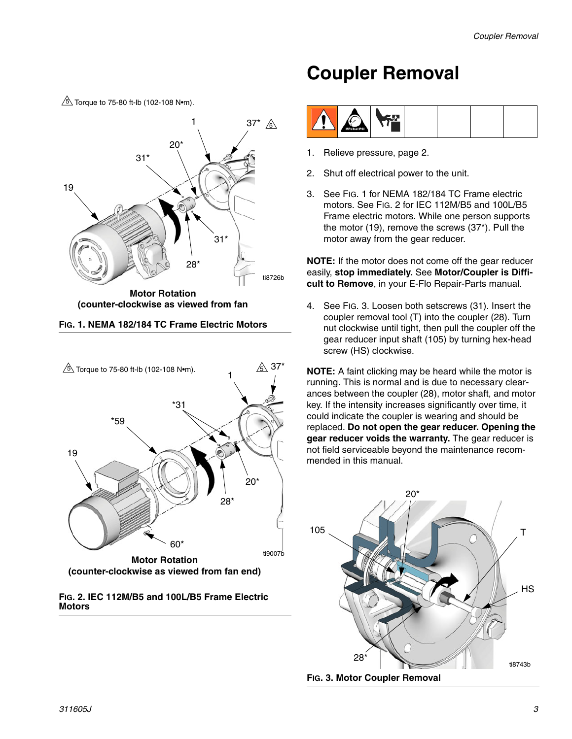# Coupler Removal

1. Relieve pressure, page 2.
2. Shut off electrical power to the unit.
3. See FIG. 1 for NEMA 182/184 TC Frame electric motors. See FIG. 2 for IEC 112M/B5 and 100L/B5 Frame electric motors. While one person supports the motor (19), remove the screws (37*). Pull the motor away from the gear reducer.

**NOTE:** If the motor does not come off the gear reducer easily, **stop immediately.** See **Motor/Coupler is Difficult to Remove**, in your E-Flo Repair-Parts manual.

4. See FIG. 3. Loosen both setscrews (31). Insert the coupler removal tool (T) into the coupler (28). Turn nut clockwise until tight, then pull the coupler off the gear reducer input shaft (105) by turning hex-head screw (HS) clockwise.

**NOTE:** A faint clicking may be heard while the motor is running. This is normal and is due to necessary clearances between the coupler (28), motor shaft, and motor key. If the intensity increases significantly over time, it could indicate the coupler is wearing and should be replaced. **Do not open the gear reducer. Opening the gear reducer voids the warranty.** The gear reducer is not field serviceable beyond the maintenance recommended in this manual.

5 Torque to 75-80 ft-lb (102-108 N•m).

Motor Rotation (counter-clockwise as viewed from fan

**FIG. 1. NEMA 182/184 TC Frame Electric Motors**

5 Torque to 75-80 ft-lb (102-108 N•m).

Motor Rotation (counter-clockwise as viewed from fan end)

**FIG. 2. IEC 112M/B5 and 100L/B5 Frame Electric Motors**

**FIG. 3. Motor Coupler Removal**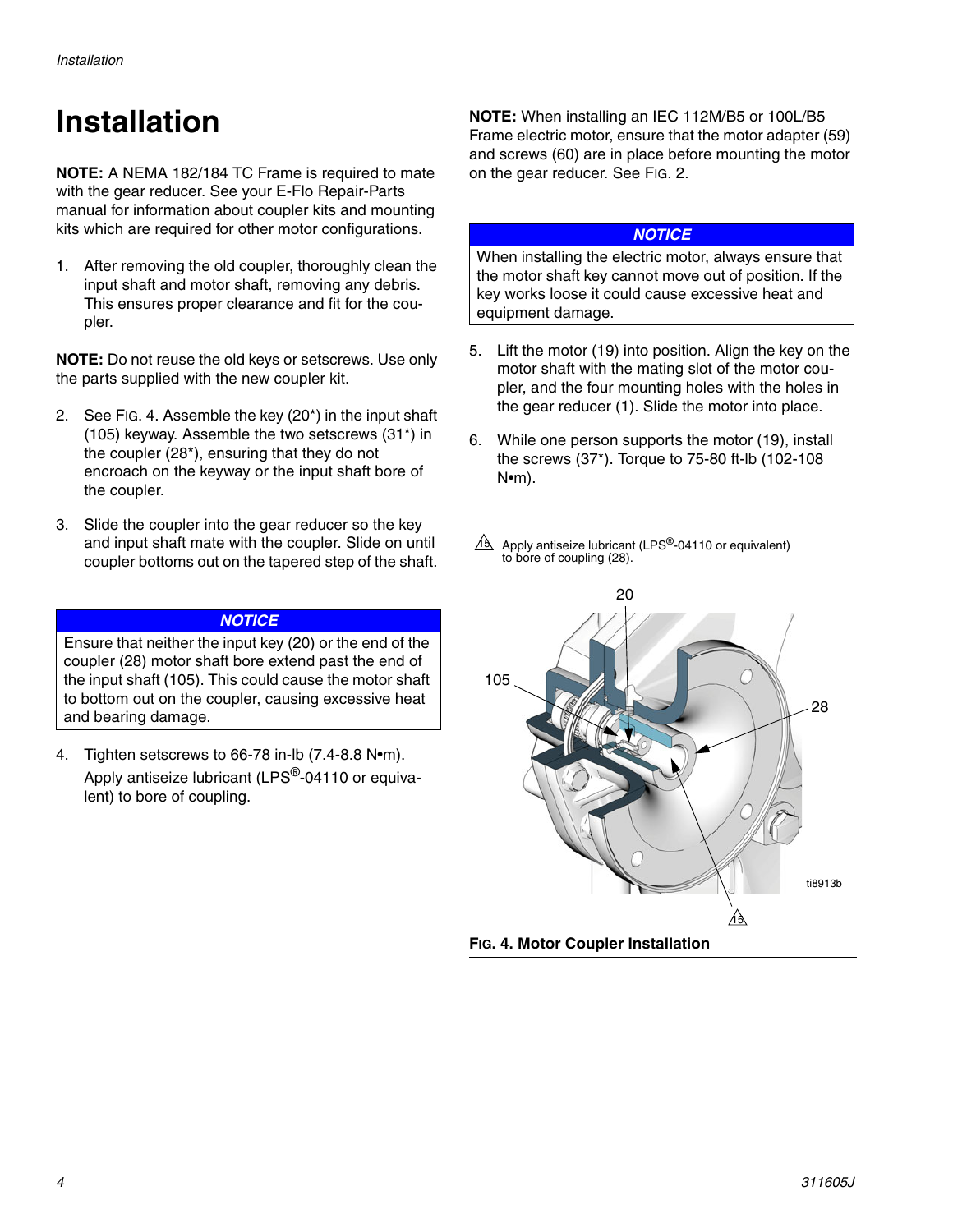# Installation

**NOTE:** A NEMA 182/184 TC Frame is required to mate with the gear reducer. See your E-Flo Repair-Parts manual for information about coupler kits and mounting kits which are required for other motor configurations.

1. After removing the old coupler, thoroughly clean the input shaft and motor shaft, removing any debris. This ensures proper clearance and fit for the coupler.

**NOTE:** Do not reuse the old keys or setscrews. Use only the parts supplied with the new coupler kit.

2. See FIG. 4. Assemble the key (20*) in the input shaft (105) keyway. Assemble the two setscrews (31*) in the coupler (28*), ensuring that they do not encroach on the keyway or the input shaft bore of the coupler.

3. Slide the coupler into the gear reducer so the key and input shaft mate with the coupler. Slide on until coupler bottoms out on the tapered step of the shaft.

| *NOTICE* |
| --- |
| Ensure that neither the input key (20) or the end of the coupler (28) motor shaft bore extend past the end of the input shaft (105). This could cause the motor shaft to bottom out on the coupler, causing excessive heat and bearing damage. |

4. Tighten setscrews to 66-78 in-lb (7.4-8.8 N•m). Apply antiseize lubricant (LPS®-04110 or equivalent) to bore of coupling.

**NOTE:** When installing an IEC 112M/B5 or 100L/B5 Frame electric motor, ensure that the motor adapter (59) and screws (60) are in place before mounting the motor on the gear reducer. See FIG. 2.

| *NOTICE* |
| --- |
| When installing the electric motor, always ensure that the motor shaft key cannot move out of position. If the key works loose it could cause excessive heat and equipment damage. |

5. Lift the motor (19) into position. Align the key on the motor shaft with the mating slot of the motor coupler, and the four mounting holes with the holes in the gear reducer (1). Slide the motor into place.

6. While one person supports the motor (19), install the screws (37*). Torque to 75-80 ft-lb (102-108 N•m).

15 Apply antiseize lubricant (LPS®-04110 or equivalent) to bore of coupling (28).

20
105
28
ti8913b
15

**FIG. 4. Motor Coupler Installation**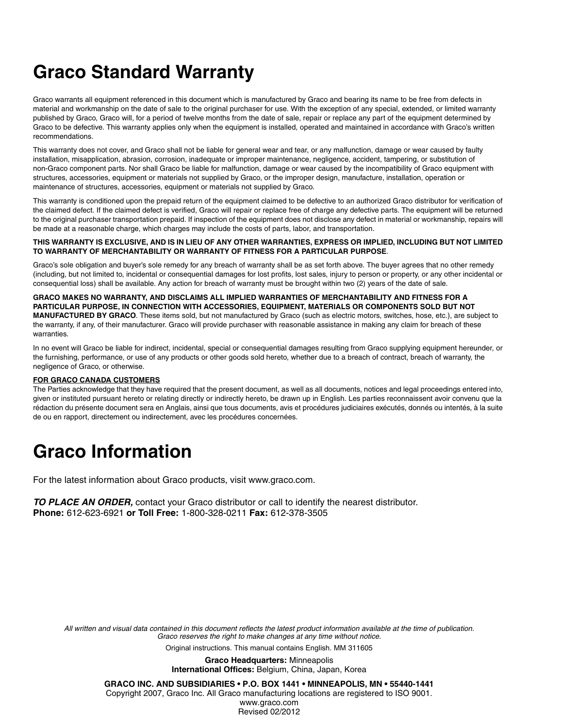# Graco Standard Warranty

Graco warrants all equipment referenced in this document which is manufactured by Graco and bearing its name to be free from defects in material and workmanship on the date of sale to the original purchaser for use. With the exception of any special, extended, or limited warranty published by Graco, Graco will, for a period of twelve months from the date of sale, repair or replace any part of the equipment determined by Graco to be defective. This warranty applies only when the equipment is installed, operated and maintained in accordance with Graco's written recommendations.

This warranty does not cover, and Graco shall not be liable for general wear and tear, or any malfunction, damage or wear caused by faulty installation, misapplication, abrasion, corrosion, inadequate or improper maintenance, negligence, accident, tampering, or substitution of non-Graco component parts. Nor shall Graco be liable for malfunction, damage or wear caused by the incompatibility of Graco equipment with structures, accessories, equipment or materials not supplied by Graco, or the improper design, manufacture, installation, operation or maintenance of structures, accessories, equipment or materials not supplied by Graco.

This warranty is conditioned upon the prepaid return of the equipment claimed to be defective to an authorized Graco distributor for verification of the claimed defect. If the claimed defect is verified, Graco will repair or replace free of charge any defective parts. The equipment will be returned to the original purchaser transportation prepaid. If inspection of the equipment does not disclose any defect in material or workmanship, repairs will be made at a reasonable charge, which charges may include the costs of parts, labor, and transportation.

**THIS WARRANTY IS EXCLUSIVE, AND IS IN LIEU OF ANY OTHER WARRANTIES, EXPRESS OR IMPLIED, INCLUDING BUT NOT LIMITED TO WARRANTY OF MERCHANTABILITY OR WARRANTY OF FITNESS FOR A PARTICULAR PURPOSE**.

Graco's sole obligation and buyer's sole remedy for any breach of warranty shall be as set forth above. The buyer agrees that no other remedy (including, but not limited to, incidental or consequential damages for lost profits, lost sales, injury to person or property, or any other incidental or consequential loss) shall be available. Any action for breach of warranty must be brought within two (2) years of the date of sale.

**GRACO MAKES NO WARRANTY, AND DISCLAIMS ALL IMPLIED WARRANTIES OF MERCHANTABILITY AND FITNESS FOR A PARTICULAR PURPOSE, IN CONNECTION WITH ACCESSORIES, EQUIPMENT, MATERIALS OR COMPONENTS SOLD BUT NOT MANUFACTURED BY GRACO**. These items sold, but not manufactured by Graco (such as electric motors, switches, hose, etc.), are subject to the warranty, if any, of their manufacturer. Graco will provide purchaser with reasonable assistance in making any claim for breach of these warranties.

In no event will Graco be liable for indirect, incidental, special or consequential damages resulting from Graco supplying equipment hereunder, or the furnishing, performance, or use of any products or other goods sold hereto, whether due to a breach of contract, breach of warranty, the negligence of Graco, or otherwise.

**FOR GRACO CANADA CUSTOMERS**

The Parties acknowledge that they have required that the present document, as well as all documents, notices and legal proceedings entered into, given or instituted pursuant hereto or relating directly or indirectly hereto, be drawn up in English. Les parties reconnaissent avoir convenu que la rédaction du présente document sera en Anglais, ainsi que tous documents, avis et procédures judiciaires exécutés, donnés ou intentés, à la suite de ou en rapport, directement ou indirectement, avec les procédures concernées.

# Graco Information

For the latest information about Graco products, visit www.graco.com.

***TO PLACE AN ORDER,*** contact your Graco distributor or call to identify the nearest distributor.
**Phone:** 612-623-6921 **or Toll Free:** 1-800-328-0211 **Fax:** 612-378-3505

*All written and visual data contained in this document reflects the latest product information available at the time of publication. Graco reserves the right to make changes at any time without notice.*

Original instructions. This manual contains English. MM 311605

**Graco Headquarters:** Minneapolis
**International Offices:** Belgium, China, Japan, Korea

**GRACO INC. AND SUBSIDIARIES • P.O. BOX 1441 • MINNEAPOLIS, MN • 55440-1441**
Copyright 2007, Graco Inc. All Graco manufacturing locations are registered to ISO 9001.
www.graco.com
Revised 02/2012